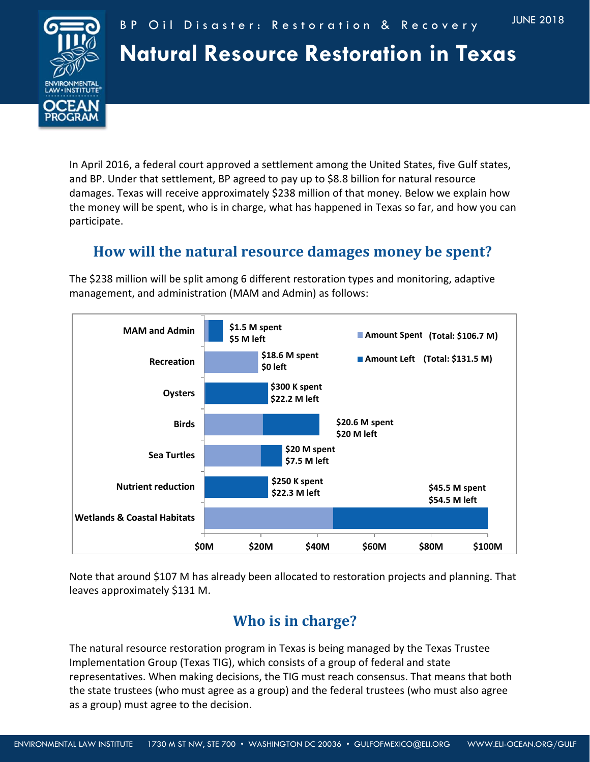BP Oil Disaster: Restoration & Recovery

JUNE 2018

# Natural Resource Restoration in Texas

In April 2016, a federal court approved a settlement among the United States, five Gulf states, and BP. Under that settlement, BP agreed to pay up to $8.8 billion for natural resource damages. Texas will receive approximately $238 million of that money. Below we explain how the money will be spent, who is in charge, what has happened in Texas so far, and how you can participate.

## How will the natural resource damages money be spent?

The $238 million will be split among 6 different restoration types and monitoring, adaptive management, and administration (MAM and Admin) as follows:

| Restoration type | Amount Spent | Amount Left |
|---|---|---|
| MAM and Admin | $1.5 M spent | $5 M left |
| Recreation | $18.6 M spent | $0 left |
| Oysters | $300 K spent | $22.2 M left |
| Birds | $20.6 M spent | $20 M left |
| Sea Turtles | $20 M spent | $7.5 M left |
| Nutrient reduction | $250 K spent | $22.3 M left |
| Wetlands & Coastal Habitats | $45.5 M spent | $54.5 M left |
| **Total** | **$106.7 M** | **$131.5 M** |

Note that around $107 M has already been allocated to restoration projects and planning. That leaves approximately $131 M.

## Who is in charge?

The natural resource restoration program in Texas is being managed by the Texas Trustee Implementation Group (Texas TIG), which consists of a group of federal and state representatives. When making decisions, the TIG must reach consensus. That means that both the state trustees (who must agree as a group) and the federal trustees (who must also agree as a group) must agree to the decision.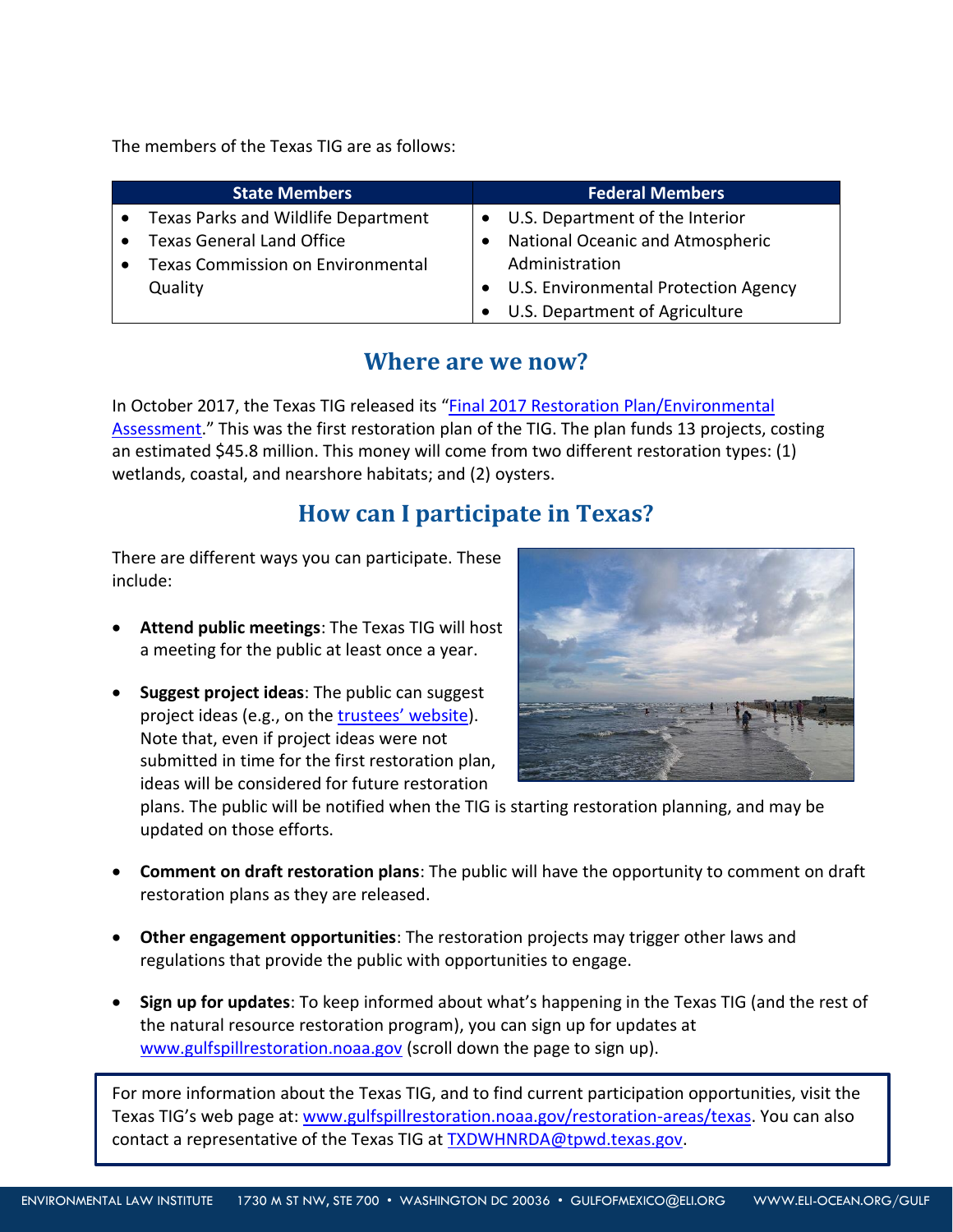The members of the Texas TIG are as follows:

| State Members | Federal Members |
|---|---|
| • Texas Parks and Wildlife Department<br>• Texas General Land Office<br>• Texas Commission on Environmental Quality | • U.S. Department of the Interior<br>• National Oceanic and Atmospheric Administration<br>• U.S. Environmental Protection Agency<br>• U.S. Department of Agriculture |

## Where are we now?

In October 2017, the Texas TIG released its "Final 2017 Restoration Plan/Environmental Assessment." This was the first restoration plan of the TIG. The plan funds 13 projects, costing an estimated $45.8 million. This money will come from two different restoration types: (1) wetlands, coastal, and nearshore habitats; and (2) oysters.

## How can I participate in Texas?

There are different ways you can participate. These include:

- **Attend public meetings**: The Texas TIG will host a meeting for the public at least once a year.
- **Suggest project ideas**: The public can suggest project ideas (e.g., on the trustees' website). Note that, even if project ideas were not submitted in time for the first restoration plan, ideas will be considered for future restoration plans. The public will be notified when the TIG is starting restoration planning, and may be updated on those efforts.
- **Comment on draft restoration plans**: The public will have the opportunity to comment on draft restoration plans as they are released.
- **Other engagement opportunities**: The restoration projects may trigger other laws and regulations that provide the public with opportunities to engage.
- **Sign up for updates**: To keep informed about what's happening in the Texas TIG (and the rest of the natural resource restoration program), you can sign up for updates at www.gulfspillrestoration.noaa.gov (scroll down the page to sign up).

For more information about the Texas TIG, and to find current participation opportunities, visit the Texas TIG's web page at: www.gulfspillrestoration.noaa.gov/restoration-areas/texas. You can also contact a representative of the Texas TIG at TXDWHNRDA@tpwd.texas.gov.